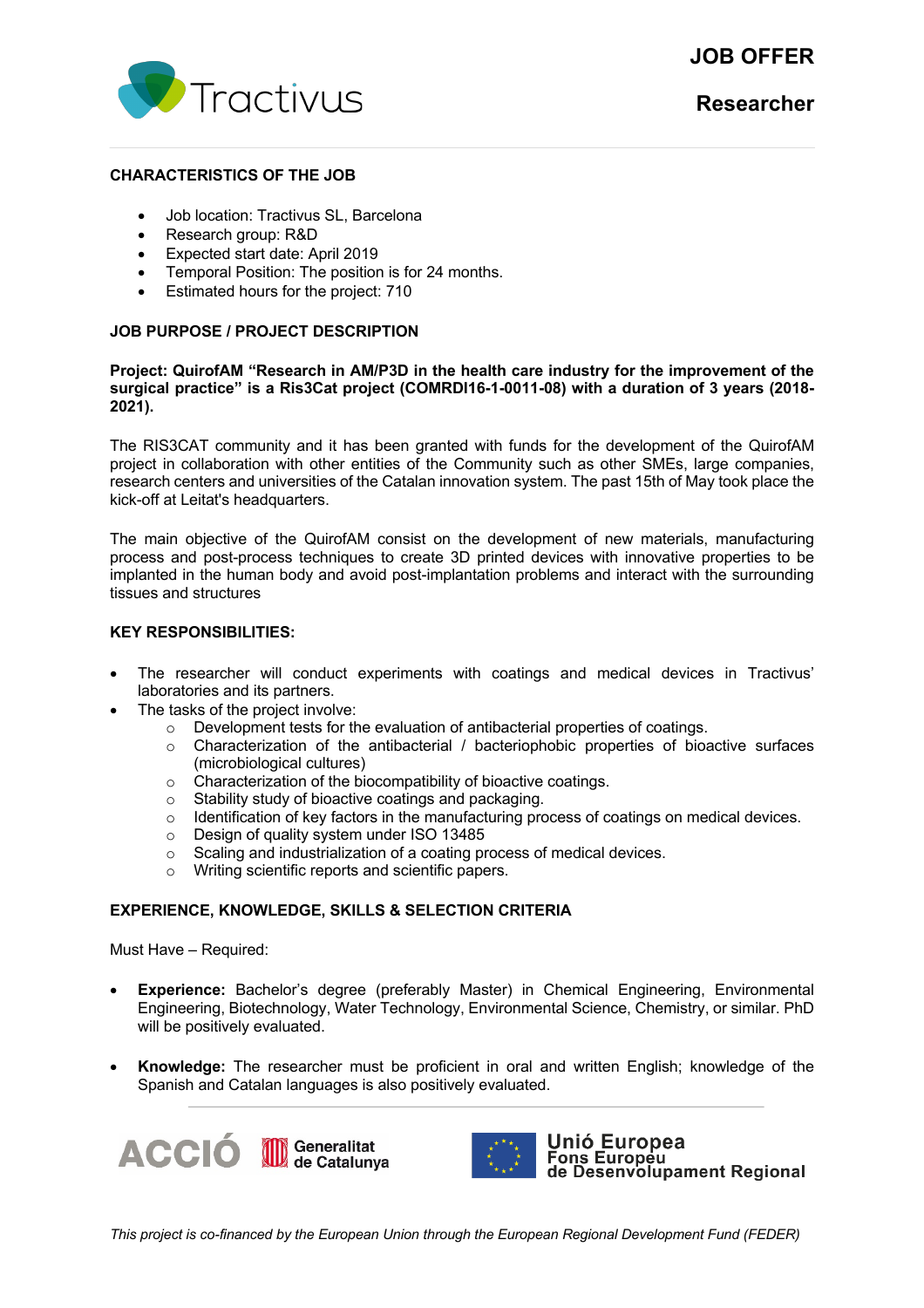Tractivus

# JOB OFFER

## Researcher

### CHARACTERISTICS OF THE JOB

- Job location: Tractivus SL, Barcelona
- Research group: R&D
- Expected start date: April 2019
- Temporal Position: The position is for 24 months.
- Estimated hours for the project: 710

### JOB PURPOSE / PROJECT DESCRIPTION

**Project: QuirofAM "Research in AM/P3D in the health care industry for the improvement of the surgical practice" is a Ris3Cat project (COMRDI16-1-0011-08) with a duration of 3 years (2018-2021).**

The RIS3CAT community and it has been granted with funds for the development of the QuirofAM project in collaboration with other entities of the Community such as other SMEs, large companies, research centers and universities of the Catalan innovation system. The past 15th of May took place the kick-off at Leitat's headquarters.

The main objective of the QuirofAM consist on the development of new materials, manufacturing process and post-process techniques to create 3D printed devices with innovative properties to be implanted in the human body and avoid post-implantation problems and interact with the surrounding tissues and structures

### KEY RESPONSIBILITIES:

- The researcher will conduct experiments with coatings and medical devices in Tractivus' laboratories and its partners.
- The tasks of the project involve:
  - Development tests for the evaluation of antibacterial properties of coatings.
  - Characterization of the antibacterial / bacteriophobic properties of bioactive surfaces (microbiological cultures)
  - Characterization of the biocompatibility of bioactive coatings.
  - Stability study of bioactive coatings and packaging.
  - Identification of key factors in the manufacturing process of coatings on medical devices.
  - Design of quality system under ISO 13485
  - Scaling and industrialization of a coating process of medical devices.
  - Writing scientific reports and scientific papers.

### EXPERIENCE, KNOWLEDGE, SKILLS & SELECTION CRITERIA

Must Have – Required:

- **Experience:** Bachelor's degree (preferably Master) in Chemical Engineering, Environmental Engineering, Biotechnology, Water Technology, Environmental Science, Chemistry, or similar. PhD will be positively evaluated.

- **Knowledge:** The researcher must be proficient in oral and written English; knowledge of the Spanish and Catalan languages is also positively evaluated.

ACCIÓ | Generalitat de Catalunya | Unió Europea Fons Europeu de Desenvolupament Regional

*This project is co-financed by the European Union through the European Regional Development Fund (FEDER)*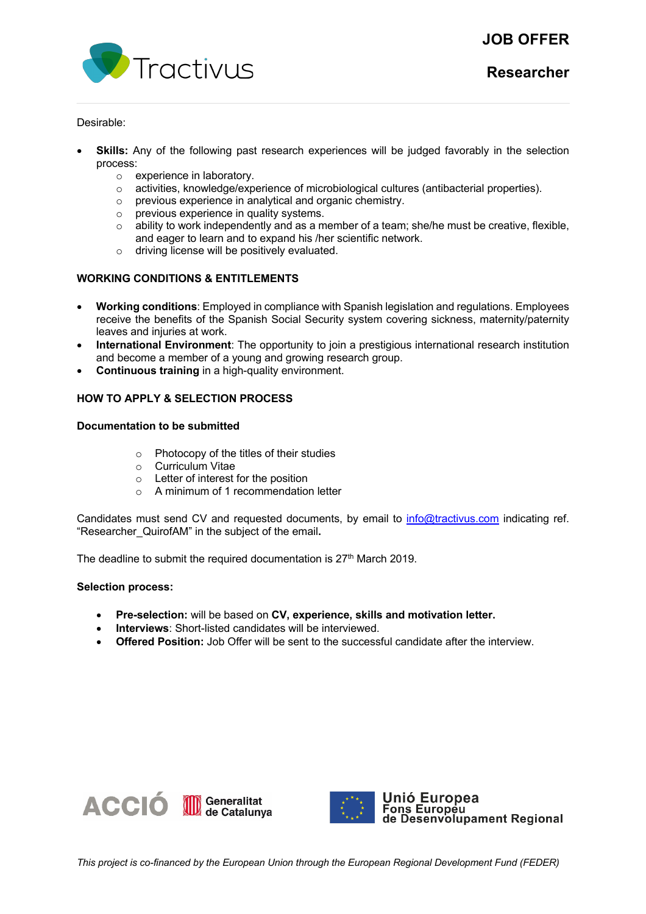Desirable:

- **Skills:** Any of the following past research experiences will be judged favorably in the selection process:
  - experience in laboratory.
  - activities, knowledge/experience of microbiological cultures (antibacterial properties).
  - previous experience in analytical and organic chemistry.
  - previous experience in quality systems.
  - ability to work independently and as a member of a team; she/he must be creative, flexible, and eager to learn and to expand his /her scientific network.
  - driving license will be positively evaluated.

**WORKING CONDITIONS & ENTITLEMENTS**

- **Working conditions**: Employed in compliance with Spanish legislation and regulations. Employees receive the benefits of the Spanish Social Security system covering sickness, maternity/paternity leaves and injuries at work.
- **International Environment**: The opportunity to join a prestigious international research institution and become a member of a young and growing research group.
- **Continuous training** in a high-quality environment.

**HOW TO APPLY & SELECTION PROCESS**

**Documentation to be submitted**

- Photocopy of the titles of their studies
- Curriculum Vitae
- Letter of interest for the position
- A minimum of 1 recommendation letter

Candidates must send CV and requested documents, by email to info@tractivus.com indicating ref. "Researcher_QuirofAM" in the subject of the email**.**

The deadline to submit the required documentation is 27th March 2019.

**Selection process:**

- **Pre-selection:** will be based on **CV, experience, skills and motivation letter.**
- **Interviews**: Short-listed candidates will be interviewed.
- **Offered Position:** Job Offer will be sent to the successful candidate after the interview.

ACCIÓ Generalitat de Catalunya

Unió Europea
Fons Europeu
de Desenvolupament Regional

*This project is co-financed by the European Union through the European Regional Development Fund (FEDER)*